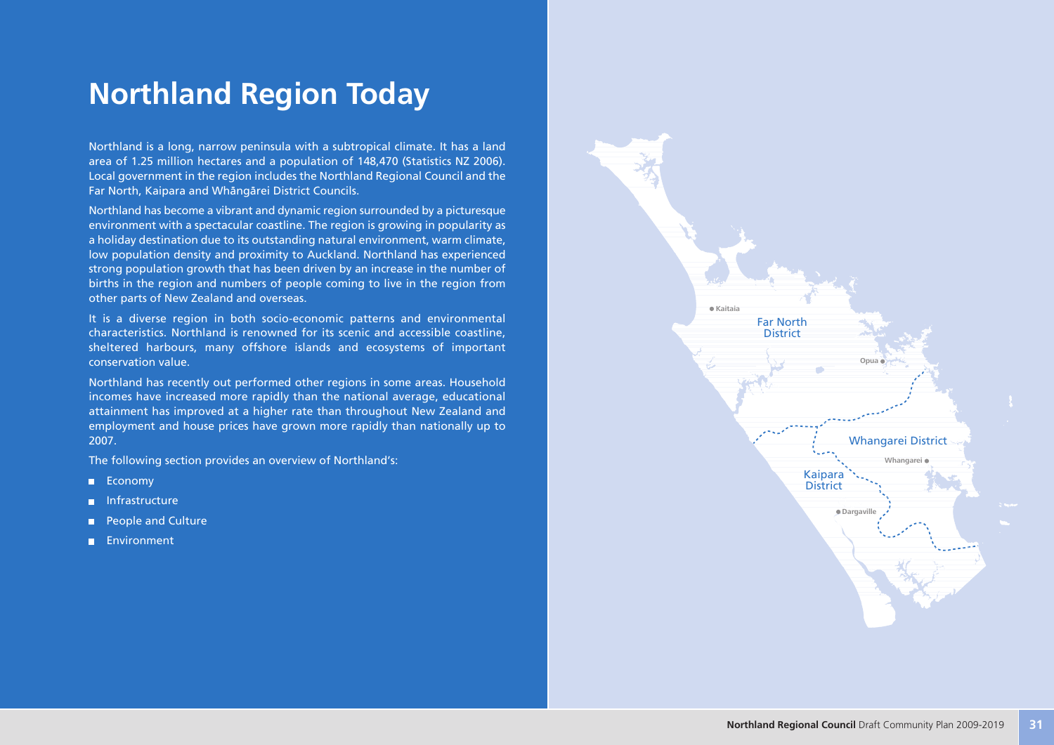# Northland Region Today

Northland is a long, narrow peninsula with a subtropical climate. It has a land area of 1.25 million hectares and a population of 148,470 (Statistics NZ 2006). Local government in the region includes the Northland Regional Council and the Far North, Kaipara and Whāngārei District Councils.

Northland has become a vibrant and dynamic region surrounded by a picturesque environment with a spectacular coastline. The region is growing in popularity as a holiday destination due to its outstanding natural environment, warm climate, low population density and proximity to Auckland. Northland has experienced strong population growth that has been driven by an increase in the number of births in the region and numbers of people coming to live in the region from other parts of New Zealand and overseas.

It is a diverse region in both socio-economic patterns and environmental characteristics. Northland is renowned for its scenic and accessible coastline, sheltered harbours, many offshore islands and ecosystems of important conservation value.

Northland has recently out performed other regions in some areas. Household incomes have increased more rapidly than the national average, educational attainment has improved at a higher rate than throughout New Zealand and employment and house prices have grown more rapidly than nationally up to 2007.

The following section provides an overview of Northland's:

- Economy
- Infrastructure
- People and Culture
- Environment

Kaitaia

Far North District

Opua

Whangarei District

Whangarei

Kaipara District

Dargaville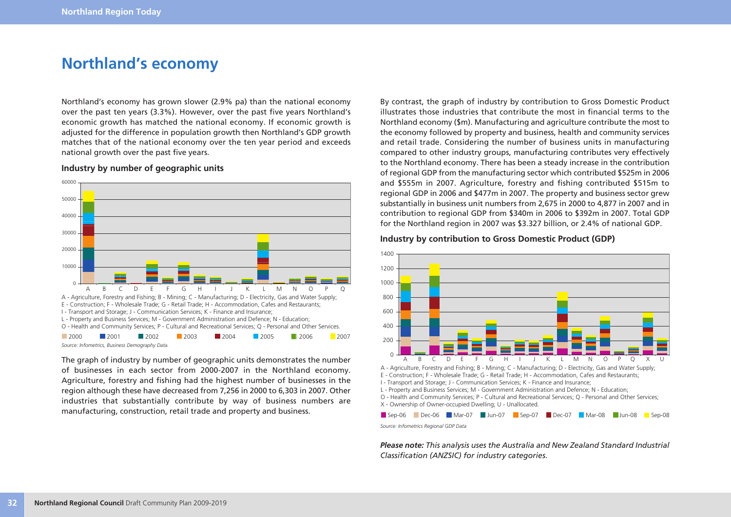# Northland's economy

Northland's economy has grown slower (2.9% pa) than the national economy over the past ten years (3.3%). However, over the past five years Northland's economic growth has matched the national economy. If economic growth is adjusted for the difference in population growth then Northland's GDP growth matches that of the national economy over the ten year period and exceeds national growth over the past five years.

### Industry by number of geographic units

A - Agriculture, Forestry and Fishing; B - Mining; C - Manufacturing; D - Electricity, Gas and Water Supply;
E - Construction; F - Wholesale Trade; G - Retail Trade; H - Accommodation, Cafes and Restaurants;
I - Transport and Storage; J - Communication Services; K - Finance and Insurance;
L - Property and Business Services; M - Government Administration and Defence; N - Education;
O - Health and Community Services; P - Cultural and Recreational Services; Q - Personal and Other Services.

2000 2001 2002 2003 2004 2005 2006 2007

*Source: Infometrics, Business Demography Data.*

The graph of industry by number of geographic units demonstrates the number of businesses in each sector from 2000-2007 in the Northland economy. Agriculture, forestry and fishing had the highest number of businesses in the region although these have decreased from 7,256 in 2000 to 6,303 in 2007. Other industries that substantially contribute by way of business numbers are manufacturing, construction, retail trade and property and business.

By contrast, the graph of industry by contribution to Gross Domestic Product illustrates those industries that contribute the most in financial terms to the Northland economy ($m). Manufacturing and agriculture contribute the most to the economy followed by property and business, health and community services and retail trade. Considering the number of business units in manufacturing compared to other industry groups, manufacturing contributes very effectively to the Northland economy. There has been a steady increase in the contribution of regional GDP from the manufacturing sector which contributed $525m in 2006 and $555m in 2007. Agriculture, forestry and fishing contributed $515m to regional GDP in 2006 and $477m in 2007. The property and business sector grew substantially in business unit numbers from 2,675 in 2000 to 4,877 in 2007 and in contribution to regional GDP from $340m in 2006 to $392m in 2007. Total GDP for the Northland region in 2007 was $3.327 billion, or 2.4% of national GDP.

### Industry by contribution to Gross Domestic Product (GDP)

A - Agriculture, Forestry and Fishing; B - Mining; C - Manufacturing; D - Electricity, Gas and Water Supply;
E - Construction; F - Wholesale Trade; G - Retail Trade; H - Accommodation, Cafes and Restaurants;
I - Transport and Storage; J - Communication Services; K - Finance and Insurance;
L - Property and Business Services; M - Government Administration and Defence; N - Education;
O - Health and Community Services; P - Cultural and Recreational Services; Q - Personal and Other Services;
X - Ownership of Owner-occupied Dwelling; U - Unallocated.

Sep-06 Dec-06 Mar-07 Jun-07 Sep-07 Dec-07 Mar-08 Jun-08 Sep-08

*Source: Infometrics Regional GDP Data*

***Please note:*** *This analysis uses the Australia and New Zealand Standard Industrial Classification (ANZSIC) for industry categories.*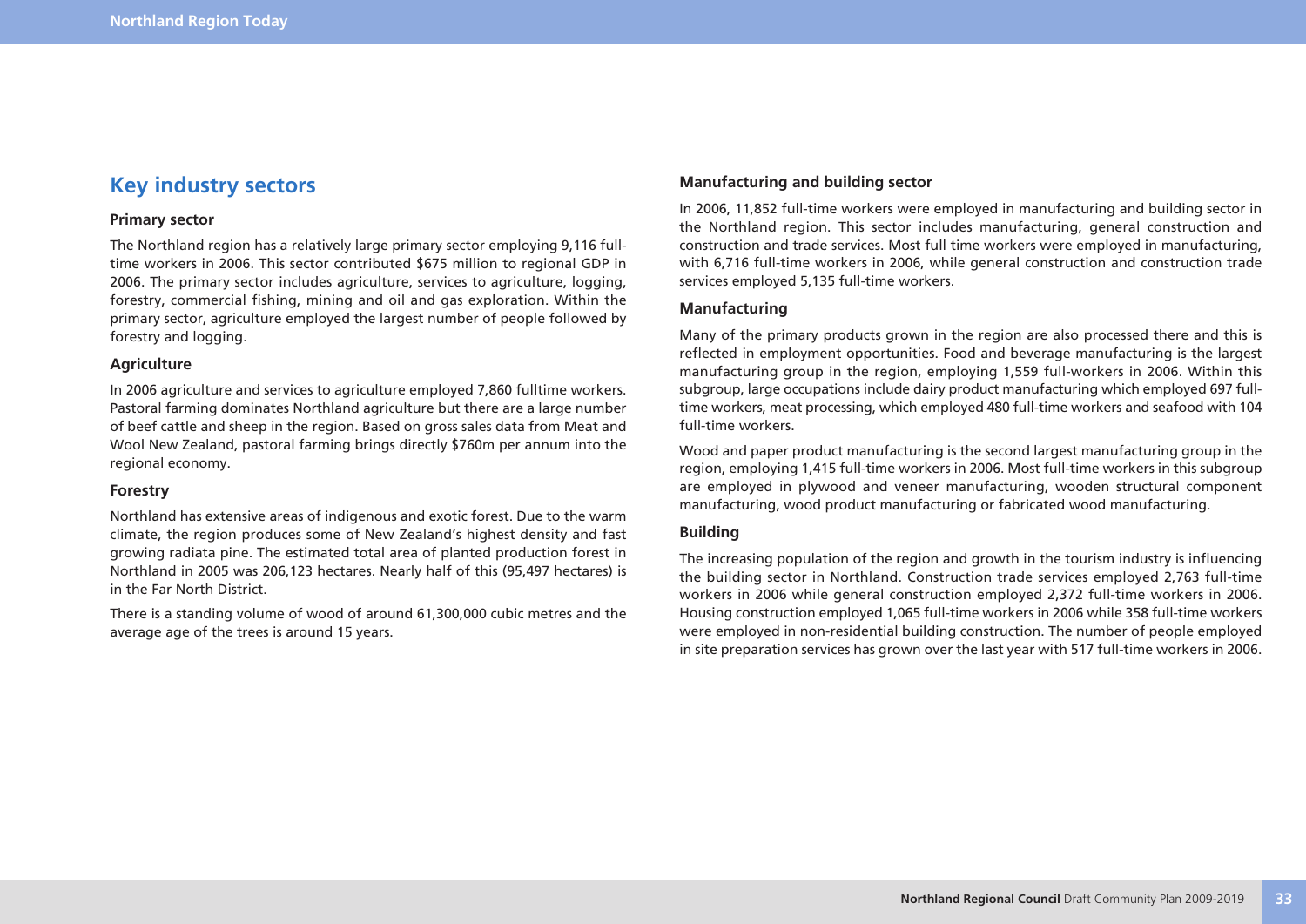## Key industry sectors

### Primary sector

The Northland region has a relatively large primary sector employing 9,116 full-time workers in 2006. This sector contributed $675 million to regional GDP in 2006. The primary sector includes agriculture, services to agriculture, logging, forestry, commercial fishing, mining and oil and gas exploration. Within the primary sector, agriculture employed the largest number of people followed by forestry and logging.

### Agriculture

In 2006 agriculture and services to agriculture employed 7,860 fulltime workers. Pastoral farming dominates Northland agriculture but there are a large number of beef cattle and sheep in the region. Based on gross sales data from Meat and Wool New Zealand, pastoral farming brings directly $760m per annum into the regional economy.

### Forestry

Northland has extensive areas of indigenous and exotic forest. Due to the warm climate, the region produces some of New Zealand's highest density and fast growing radiata pine. The estimated total area of planted production forest in Northland in 2005 was 206,123 hectares. Nearly half of this (95,497 hectares) is in the Far North District.

There is a standing volume of wood of around 61,300,000 cubic metres and the average age of the trees is around 15 years.

### Manufacturing and building sector

In 2006, 11,852 full-time workers were employed in manufacturing and building sector in the Northland region. This sector includes manufacturing, general construction and construction and trade services. Most full time workers were employed in manufacturing, with 6,716 full-time workers in 2006, while general construction and construction trade services employed 5,135 full-time workers.

### Manufacturing

Many of the primary products grown in the region are also processed there and this is reflected in employment opportunities. Food and beverage manufacturing is the largest manufacturing group in the region, employing 1,559 full-workers in 2006. Within this subgroup, large occupations include dairy product manufacturing which employed 697 full-time workers, meat processing, which employed 480 full-time workers and seafood with 104 full-time workers.

Wood and paper product manufacturing is the second largest manufacturing group in the region, employing 1,415 full-time workers in 2006. Most full-time workers in this subgroup are employed in plywood and veneer manufacturing, wooden structural component manufacturing, wood product manufacturing or fabricated wood manufacturing.

### Building

The increasing population of the region and growth in the tourism industry is influencing the building sector in Northland. Construction trade services employed 2,763 full-time workers in 2006 while general construction employed 2,372 full-time workers in 2006. Housing construction employed 1,065 full-time workers in 2006 while 358 full-time workers were employed in non-residential building construction. The number of people employed in site preparation services has grown over the last year with 517 full-time workers in 2006.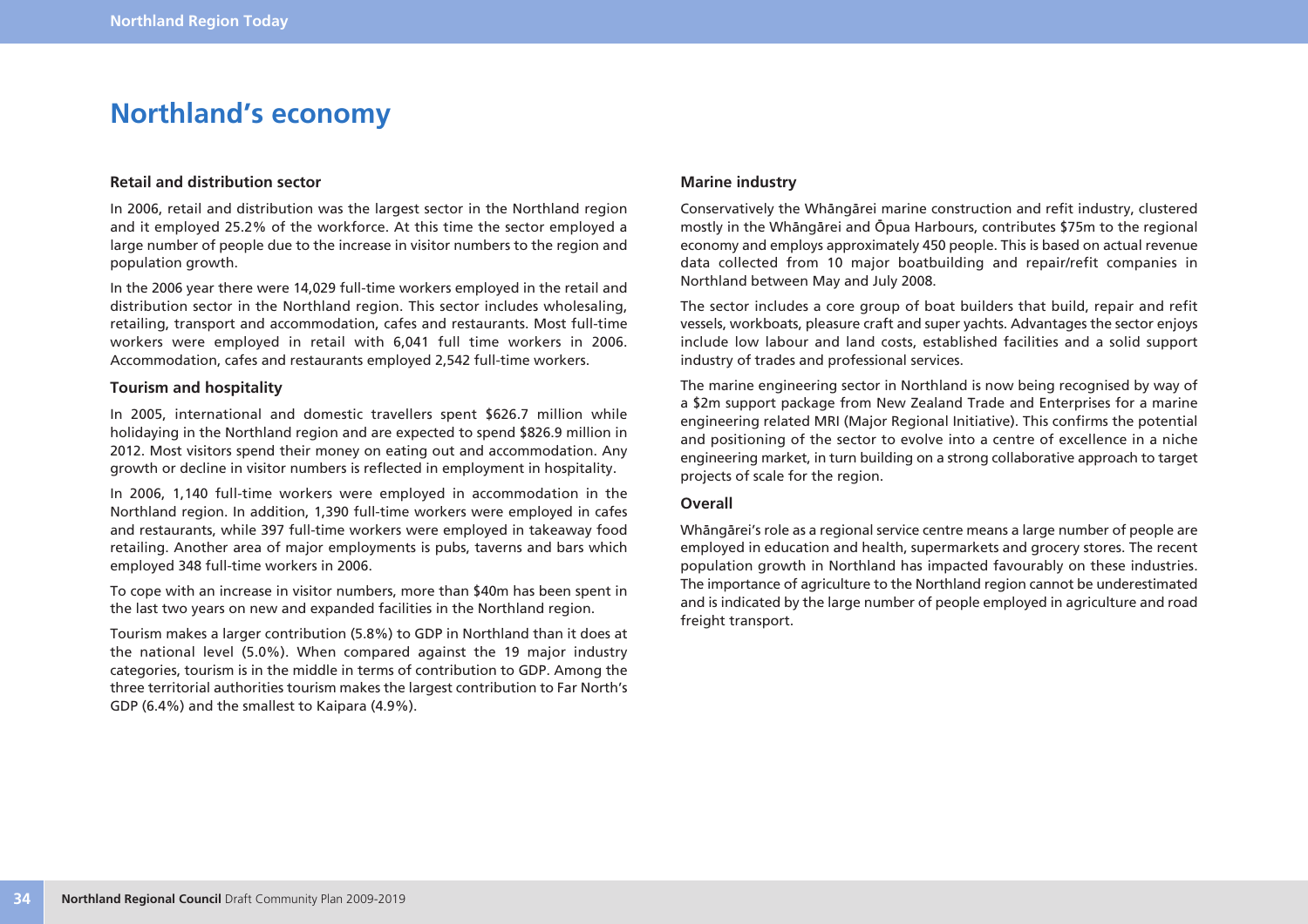# Northland's economy

### Retail and distribution sector

In 2006, retail and distribution was the largest sector in the Northland region and it employed 25.2% of the workforce. At this time the sector employed a large number of people due to the increase in visitor numbers to the region and population growth.

In the 2006 year there were 14,029 full-time workers employed in the retail and distribution sector in the Northland region. This sector includes wholesaling, retailing, transport and accommodation, cafes and restaurants. Most full-time workers were employed in retail with 6,041 full time workers in 2006. Accommodation, cafes and restaurants employed 2,542 full-time workers.

### Tourism and hospitality

In 2005, international and domestic travellers spent $626.7 million while holidaying in the Northland region and are expected to spend $826.9 million in 2012. Most visitors spend their money on eating out and accommodation. Any growth or decline in visitor numbers is reflected in employment in hospitality.

In 2006, 1,140 full-time workers were employed in accommodation in the Northland region. In addition, 1,390 full-time workers were employed in cafes and restaurants, while 397 full-time workers were employed in takeaway food retailing. Another area of major employments is pubs, taverns and bars which employed 348 full-time workers in 2006.

To cope with an increase in visitor numbers, more than $40m has been spent in the last two years on new and expanded facilities in the Northland region.

Tourism makes a larger contribution (5.8%) to GDP in Northland than it does at the national level (5.0%). When compared against the 19 major industry categories, tourism is in the middle in terms of contribution to GDP. Among the three territorial authorities tourism makes the largest contribution to Far North's GDP (6.4%) and the smallest to Kaipara (4.9%).

### Marine industry

Conservatively the Whāngārei marine construction and refit industry, clustered mostly in the Whāngārei and Ōpua Harbours, contributes $75m to the regional economy and employs approximately 450 people. This is based on actual revenue data collected from 10 major boatbuilding and repair/refit companies in Northland between May and July 2008.

The sector includes a core group of boat builders that build, repair and refit vessels, workboats, pleasure craft and super yachts. Advantages the sector enjoys include low labour and land costs, established facilities and a solid support industry of trades and professional services.

The marine engineering sector in Northland is now being recognised by way of a $2m support package from New Zealand Trade and Enterprises for a marine engineering related MRI (Major Regional Initiative). This confirms the potential and positioning of the sector to evolve into a centre of excellence in a niche engineering market, in turn building on a strong collaborative approach to target projects of scale for the region.

### Overall

Whāngārei's role as a regional service centre means a large number of people are employed in education and health, supermarkets and grocery stores. The recent population growth in Northland has impacted favourably on these industries. The importance of agriculture to the Northland region cannot be underestimated and is indicated by the large number of people employed in agriculture and road freight transport.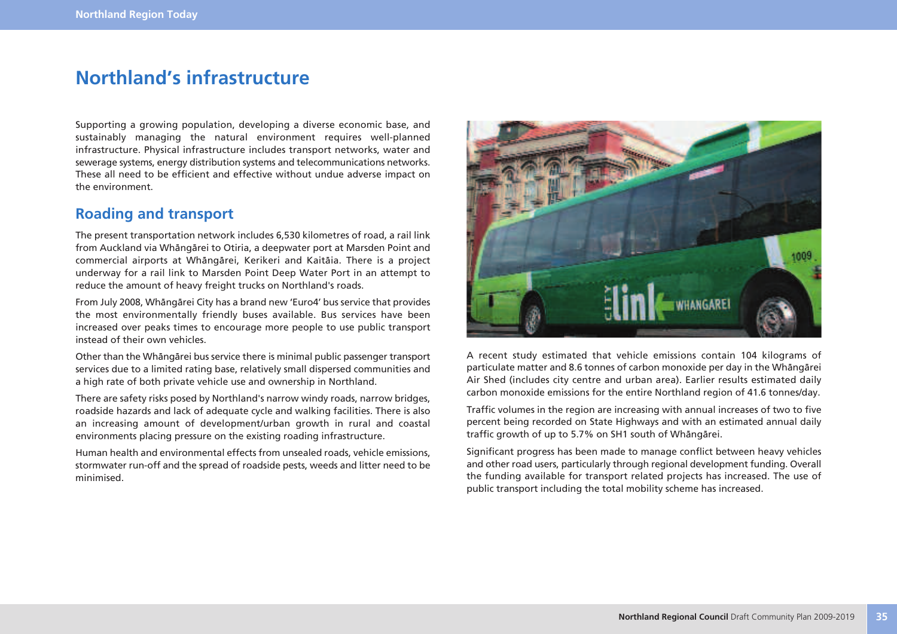# Northland's infrastructure

Supporting a growing population, developing a diverse economic base, and sustainably managing the natural environment requires well-planned infrastructure. Physical infrastructure includes transport networks, water and sewerage systems, energy distribution systems and telecommunications networks. These all need to be efficient and effective without undue adverse impact on the environment.

## Roading and transport

The present transportation network includes 6,530 kilometres of road, a rail link from Auckland via Whāngārei to Otiria, a deepwater port at Marsden Point and commercial airports at Whāngārei, Kerikeri and Kaitāia. There is a project underway for a rail link to Marsden Point Deep Water Port in an attempt to reduce the amount of heavy freight trucks on Northland's roads.

From July 2008, Whāngārei City has a brand new 'Euro4' bus service that provides the most environmentally friendly buses available. Bus services have been increased over peaks times to encourage more people to use public transport instead of their own vehicles.

Other than the Whāngārei bus service there is minimal public passenger transport services due to a limited rating base, relatively small dispersed communities and a high rate of both private vehicle use and ownership in Northland.

There are safety risks posed by Northland's narrow windy roads, narrow bridges, roadside hazards and lack of adequate cycle and walking facilities. There is also an increasing amount of development/urban growth in rural and coastal environments placing pressure on the existing roading infrastructure.

Human health and environmental effects from unsealed roads, vehicle emissions, stormwater run-off and the spread of roadside pests, weeds and litter need to be minimised.

A recent study estimated that vehicle emissions contain 104 kilograms of particulate matter and 8.6 tonnes of carbon monoxide per day in the Whāngārei Air Shed (includes city centre and urban area). Earlier results estimated daily carbon monoxide emissions for the entire Northland region of 41.6 tonnes/day.

Traffic volumes in the region are increasing with annual increases of two to five percent being recorded on State Highways and with an estimated annual daily traffic growth of up to 5.7% on SH1 south of Whāngārei.

Significant progress has been made to manage conflict between heavy vehicles and other road users, particularly through regional development funding. Overall the funding available for transport related projects has increased. The use of public transport including the total mobility scheme has increased.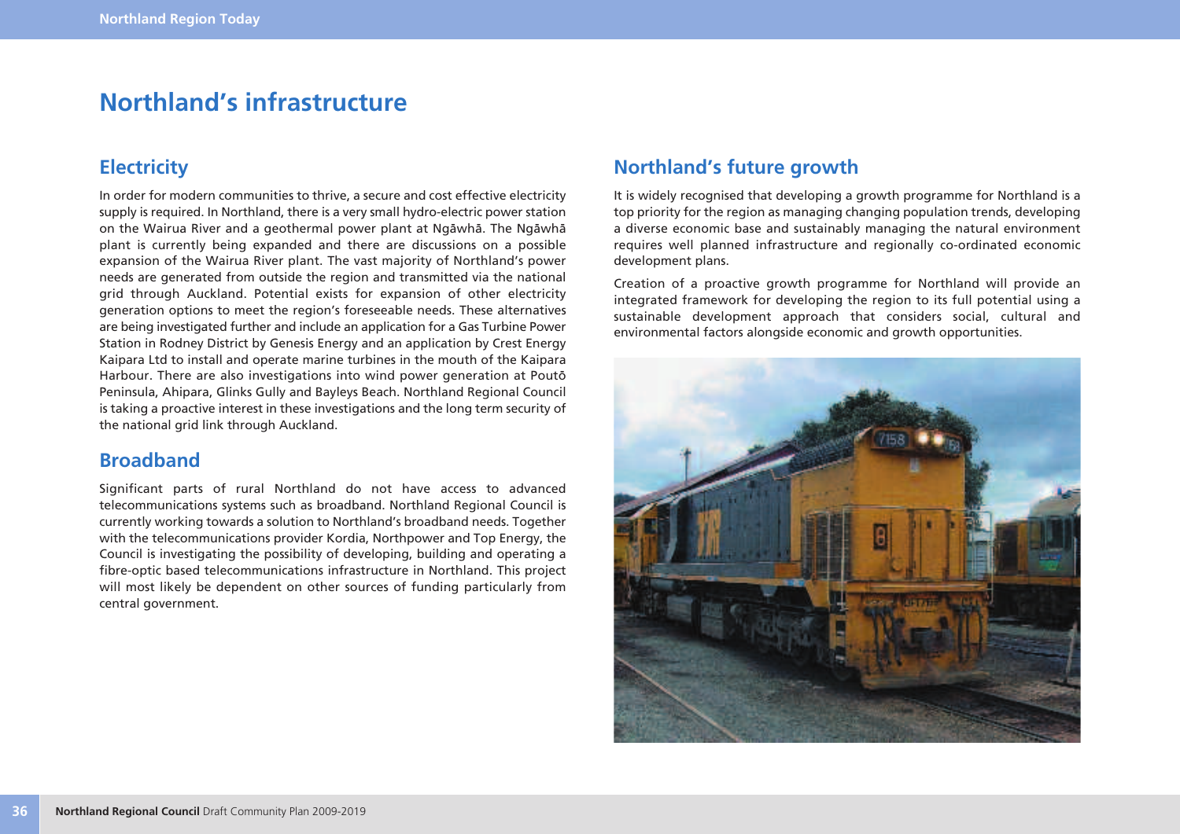# Northland's infrastructure

## Electricity

In order for modern communities to thrive, a secure and cost effective electricity supply is required. In Northland, there is a very small hydro-electric power station on the Wairua River and a geothermal power plant at Ngāwhā. The Ngāwhā plant is currently being expanded and there are discussions on a possible expansion of the Wairua River plant. The vast majority of Northland's power needs are generated from outside the region and transmitted via the national grid through Auckland. Potential exists for expansion of other electricity generation options to meet the region's foreseeable needs. These alternatives are being investigated further and include an application for a Gas Turbine Power Station in Rodney District by Genesis Energy and an application by Crest Energy Kaipara Ltd to install and operate marine turbines in the mouth of the Kaipara Harbour. There are also investigations into wind power generation at Poutō Peninsula, Ahipara, Glinks Gully and Bayleys Beach. Northland Regional Council is taking a proactive interest in these investigations and the long term security of the national grid link through Auckland.

## Broadband

Significant parts of rural Northland do not have access to advanced telecommunications systems such as broadband. Northland Regional Council is currently working towards a solution to Northland's broadband needs. Together with the telecommunications provider Kordia, Northpower and Top Energy, the Council is investigating the possibility of developing, building and operating a fibre-optic based telecommunications infrastructure in Northland. This project will most likely be dependent on other sources of funding particularly from central government.

## Northland's future growth

It is widely recognised that developing a growth programme for Northland is a top priority for the region as managing changing population trends, developing a diverse economic base and sustainably managing the natural environment requires well planned infrastructure and regionally co-ordinated economic development plans.

Creation of a proactive growth programme for Northland will provide an integrated framework for developing the region to its full potential using a sustainable development approach that considers social, cultural and environmental factors alongside economic and growth opportunities.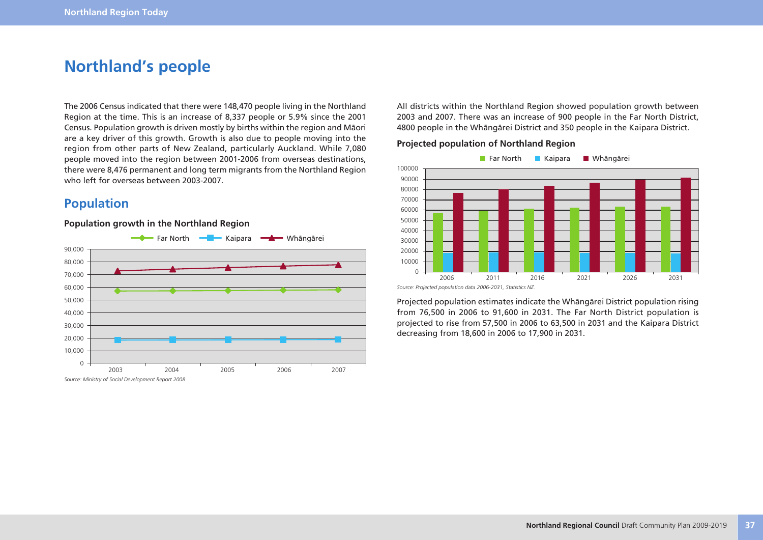# Northland's people

The 2006 Census indicated that there were 148,470 people living in the Northland Region at the time. This is an increase of 8,337 people or 5.9% since the 2001 Census. Population growth is driven mostly by births within the region and Māori are a key driver of this growth. Growth is also due to people moving into the region from other parts of New Zealand, particularly Auckland. While 7,080 people moved into the region between 2001-2006 from overseas destinations, there were 8,476 permanent and long term migrants from the Northland Region who left for overseas between 2003-2007.

## Population

**Population growth in the Northland Region**

*Source: Ministry of Social Development Report 2008*

All districts within the Northland Region showed population growth between 2003 and 2007. There was an increase of 900 people in the Far North District, 4800 people in the Whāngārei District and 350 people in the Kaipara District.

**Projected population of Northland Region**

*Source: Projected population data 2006-2031, Statistics NZ.*

Projected population estimates indicate the Whāngārei District population rising from 76,500 in 2006 to 91,600 in 2031. The Far North District population is projected to rise from 57,500 in 2006 to 63,500 in 2031 and the Kaipara District decreasing from 18,600 in 2006 to 17,900 in 2031.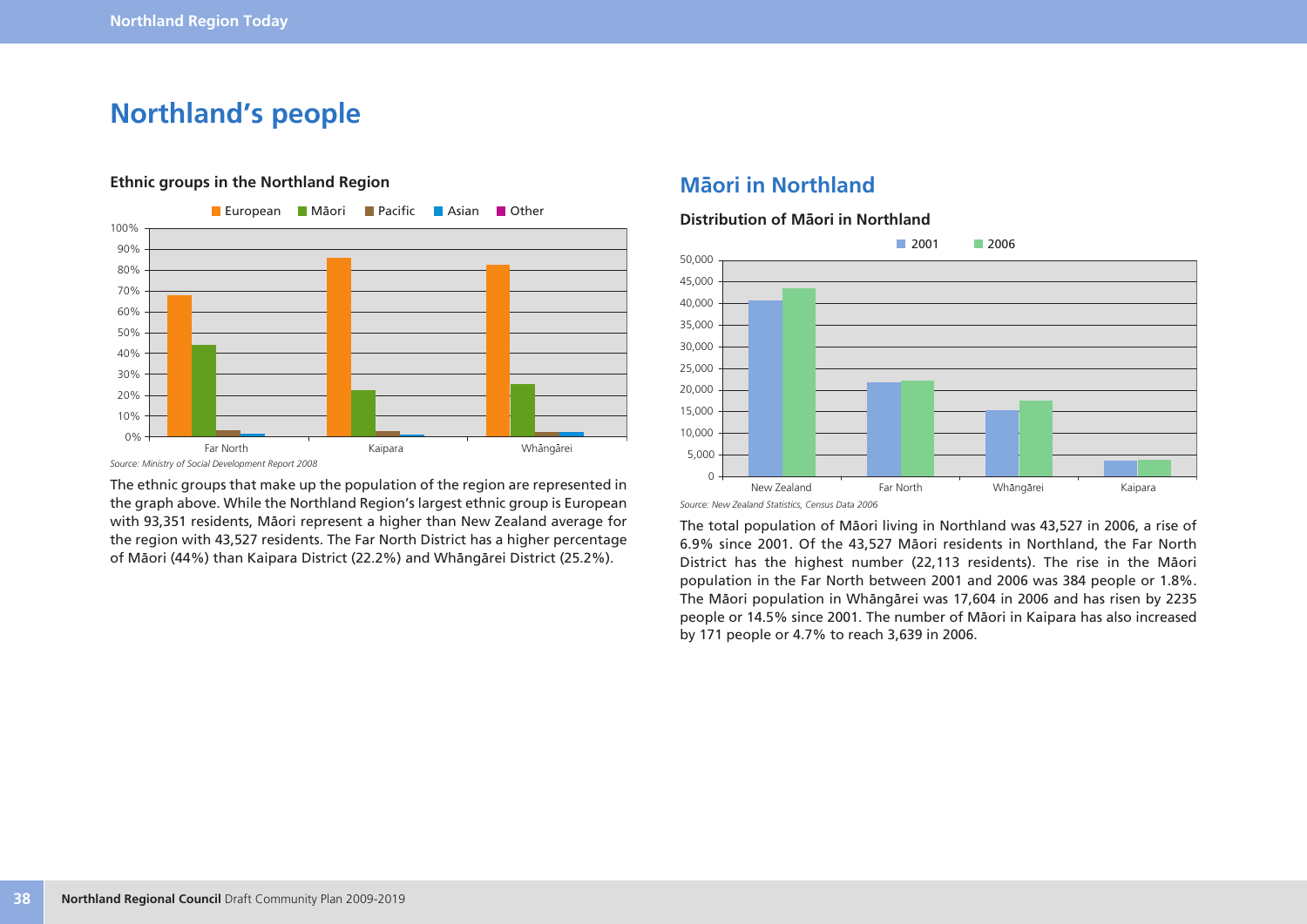# Northland's people

**Ethnic groups in the Northland Region**

*Source: Ministry of Social Development Report 2008*

The ethnic groups that make up the population of the region are represented in the graph above. While the Northland Region's largest ethnic group is European with 93,351 residents, Māori represent a higher than New Zealand average for the region with 43,527 residents. The Far North District has a higher percentage of Māori (44%) than Kaipara District (22.2%) and Whāngārei District (25.2%).

## Māori in Northland

**Distribution of Māori in Northland**

*Source: New Zealand Statistics, Census Data 2006*

The total population of Māori living in Northland was 43,527 in 2006, a rise of 6.9% since 2001. Of the 43,527 Māori residents in Northland, the Far North District has the highest number (22,113 residents). The rise in the Māori population in the Far North between 2001 and 2006 was 384 people or 1.8%. The Māori population in Whāngārei was 17,604 in 2006 and has risen by 2235 people or 14.5% since 2001. The number of Māori in Kaipara has also increased by 171 people or 4.7% to reach 3,639 in 2006.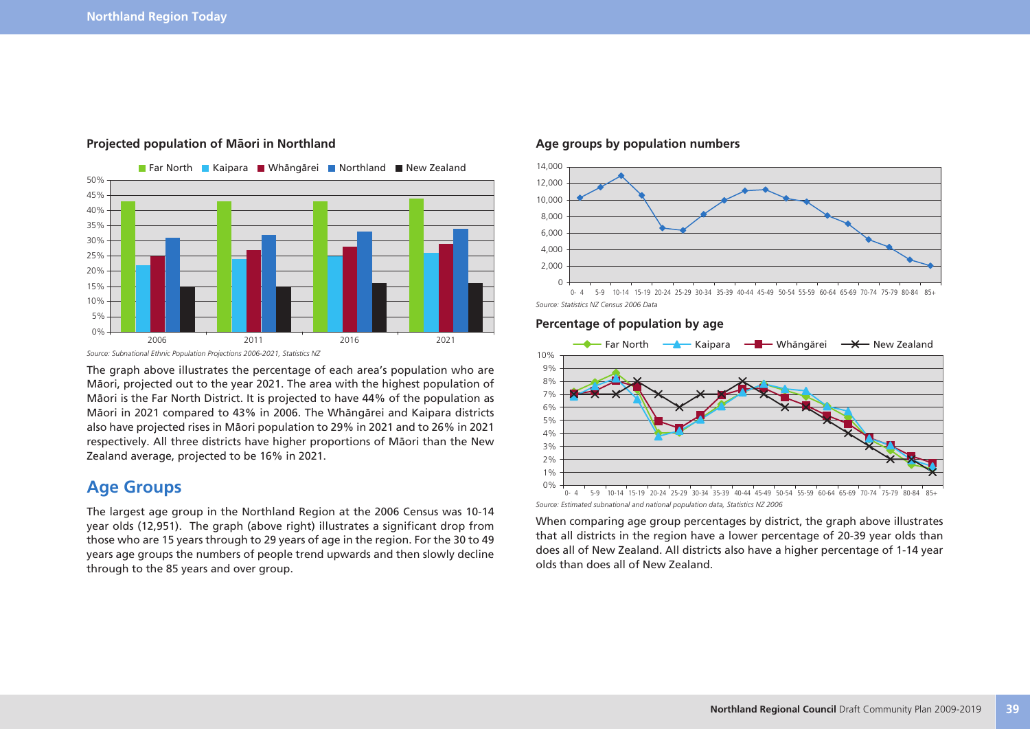**Projected population of Māori in Northland**

*Source: Subnational Ethnic Population Projections 2006-2021, Statistics NZ*

The graph above illustrates the percentage of each area's population who are Māori, projected out to the year 2021. The area with the highest population of Māori is the Far North District. It is projected to have 44% of the population as Māori in 2021 compared to 43% in 2006. The Whāngārei and Kaipara districts also have projected rises in Māori population to 29% in 2021 and to 26% in 2021 respectively. All three districts have higher proportions of Māori than the New Zealand average, projected to be 16% in 2021.

## Age Groups

The largest age group in the Northland Region at the 2006 Census was 10-14 year olds (12,951). The graph (above right) illustrates a significant drop from those who are 15 years through to 29 years of age in the region. For the 30 to 49 years age groups the numbers of people trend upwards and then slowly decline through to the 85 years and over group.

**Age groups by population numbers**

*Source: Statistics NZ Census 2006 Data*

**Percentage of population by age**

*Source: Estimated subnational and national population data, Statistics NZ 2006*

When comparing age group percentages by district, the graph above illustrates that all districts in the region have a lower percentage of 20-39 year olds than does all of New Zealand. All districts also have a higher percentage of 1-14 year olds than does all of New Zealand.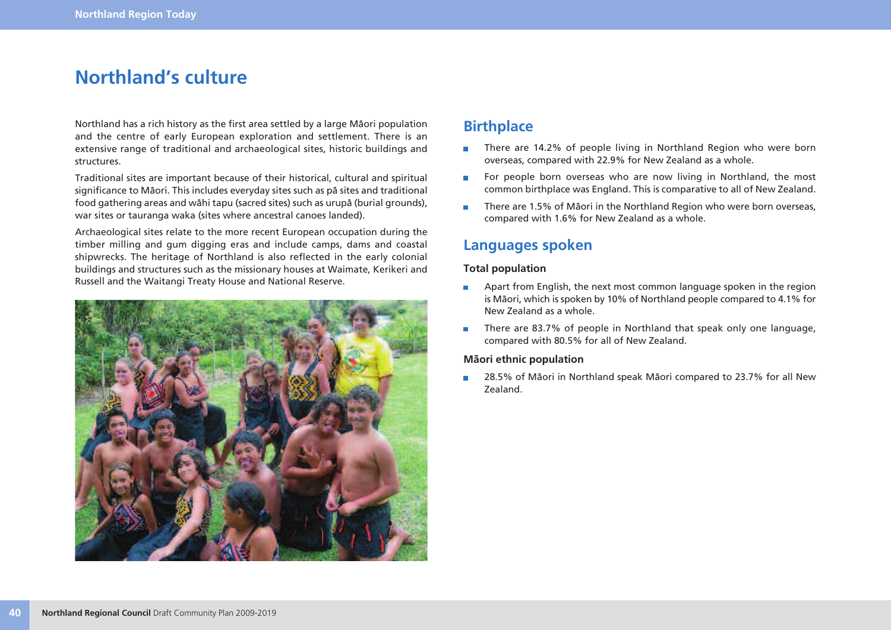# Northland's culture

Northland has a rich history as the first area settled by a large Māori population and the centre of early European exploration and settlement. There is an extensive range of traditional and archaeological sites, historic buildings and structures.

Traditional sites are important because of their historical, cultural and spiritual significance to Māori. This includes everyday sites such as pā sites and traditional food gathering areas and wāhi tapu (sacred sites) such as urupā (burial grounds), war sites or tauranga waka (sites where ancestral canoes landed).

Archaeological sites relate to the more recent European occupation during the timber milling and gum digging eras and include camps, dams and coastal shipwrecks. The heritage of Northland is also reflected in the early colonial buildings and structures such as the missionary houses at Waimate, Kerikeri and Russell and the Waitangi Treaty House and National Reserve.

## Birthplace

- There are 14.2% of people living in Northland Region who were born overseas, compared with 22.9% for New Zealand as a whole.
- For people born overseas who are now living in Northland, the most common birthplace was England. This is comparative to all of New Zealand.
- There are 1.5% of Māori in the Northland Region who were born overseas, compared with 1.6% for New Zealand as a whole.

## Languages spoken

### Total population

- Apart from English, the next most common language spoken in the region is Māori, which is spoken by 10% of Northland people compared to 4.1% for New Zealand as a whole.
- There are 83.7% of people in Northland that speak only one language, compared with 80.5% for all of New Zealand.

### Māori ethnic population

- 28.5% of Māori in Northland speak Māori compared to 23.7% for all New Zealand.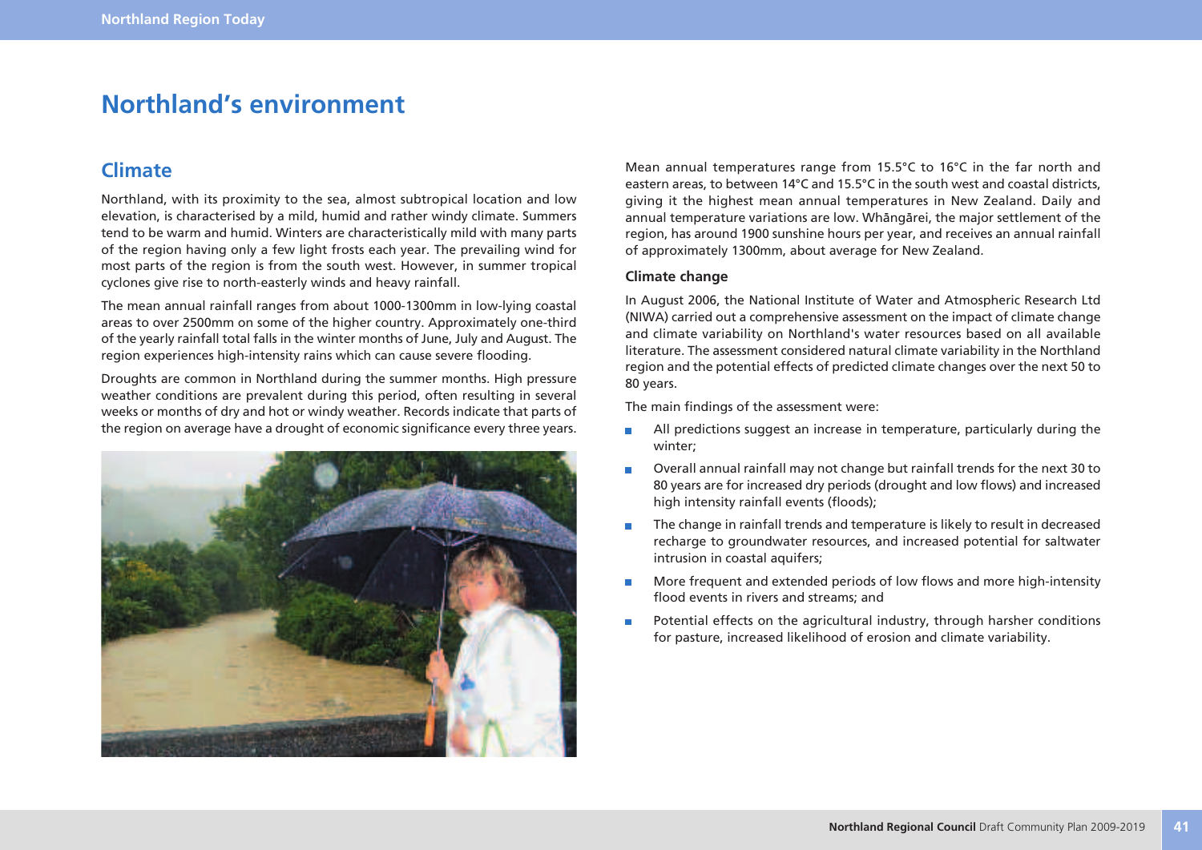# Northland's environment

## Climate

Northland, with its proximity to the sea, almost subtropical location and low elevation, is characterised by a mild, humid and rather windy climate. Summers tend to be warm and humid. Winters are characteristically mild with many parts of the region having only a few light frosts each year. The prevailing wind for most parts of the region is from the south west. However, in summer tropical cyclones give rise to north-easterly winds and heavy rainfall.

The mean annual rainfall ranges from about 1000-1300mm in low-lying coastal areas to over 2500mm on some of the higher country. Approximately one-third of the yearly rainfall total falls in the winter months of June, July and August. The region experiences high-intensity rains which can cause severe flooding.

Droughts are common in Northland during the summer months. High pressure weather conditions are prevalent during this period, often resulting in several weeks or months of dry and hot or windy weather. Records indicate that parts of the region on average have a drought of economic significance every three years.

Mean annual temperatures range from 15.5°C to 16°C in the far north and eastern areas, to between 14°C and 15.5°C in the south west and coastal districts, giving it the highest mean annual temperatures in New Zealand. Daily and annual temperature variations are low. Whāngārei, the major settlement of the region, has around 1900 sunshine hours per year, and receives an annual rainfall of approximately 1300mm, about average for New Zealand.

### Climate change

In August 2006, the National Institute of Water and Atmospheric Research Ltd (NIWA) carried out a comprehensive assessment on the impact of climate change and climate variability on Northland's water resources based on all available literature. The assessment considered natural climate variability in the Northland region and the potential effects of predicted climate changes over the next 50 to 80 years.

The main findings of the assessment were:

- All predictions suggest an increase in temperature, particularly during the winter;
- Overall annual rainfall may not change but rainfall trends for the next 30 to 80 years are for increased dry periods (drought and low flows) and increased high intensity rainfall events (floods);
- The change in rainfall trends and temperature is likely to result in decreased recharge to groundwater resources, and increased potential for saltwater intrusion in coastal aquifers;
- More frequent and extended periods of low flows and more high-intensity flood events in rivers and streams; and
- Potential effects on the agricultural industry, through harsher conditions for pasture, increased likelihood of erosion and climate variability.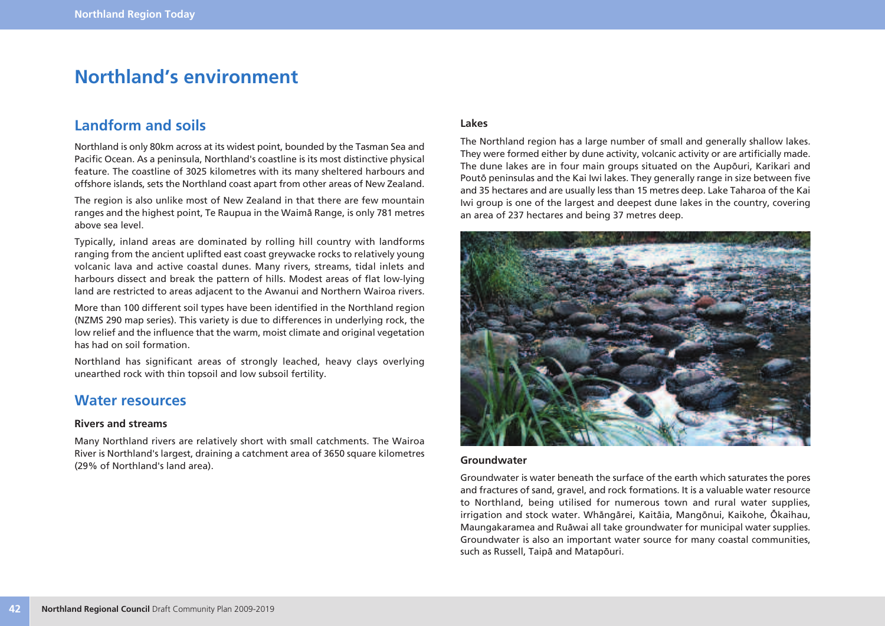# Northland's environment

## Landform and soils

Northland is only 80km across at its widest point, bounded by the Tasman Sea and Pacific Ocean. As a peninsula, Northland's coastline is its most distinctive physical feature. The coastline of 3025 kilometres with its many sheltered harbours and offshore islands, sets the Northland coast apart from other areas of New Zealand.

The region is also unlike most of New Zealand in that there are few mountain ranges and the highest point, Te Raupua in the Waimā Range, is only 781 metres above sea level.

Typically, inland areas are dominated by rolling hill country with landforms ranging from the ancient uplifted east coast greywacke rocks to relatively young volcanic lava and active coastal dunes. Many rivers, streams, tidal inlets and harbours dissect and break the pattern of hills. Modest areas of flat low-lying land are restricted to areas adjacent to the Awanui and Northern Wairoa rivers.

More than 100 different soil types have been identified in the Northland region (NZMS 290 map series). This variety is due to differences in underlying rock, the low relief and the influence that the warm, moist climate and original vegetation has had on soil formation.

Northland has significant areas of strongly leached, heavy clays overlying unearthed rock with thin topsoil and low subsoil fertility.

## Water resources

### Rivers and streams

Many Northland rivers are relatively short with small catchments. The Wairoa River is Northland's largest, draining a catchment area of 3650 square kilometres (29% of Northland's land area).

### Lakes

The Northland region has a large number of small and generally shallow lakes. They were formed either by dune activity, volcanic activity or are artificially made. The dune lakes are in four main groups situated on the Aupōuri, Karikari and Poutō peninsulas and the Kai Iwi lakes. They generally range in size between five and 35 hectares and are usually less than 15 metres deep. Lake Taharoa of the Kai Iwi group is one of the largest and deepest dune lakes in the country, covering an area of 237 hectares and being 37 metres deep.

### Groundwater

Groundwater is water beneath the surface of the earth which saturates the pores and fractures of sand, gravel, and rock formations. It is a valuable water resource to Northland, being utilised for numerous town and rural water supplies, irrigation and stock water. Whāngārei, Kaitāia, Mangōnui, Kaikohe, Ōkaihau, Maungakaramea and Ruāwai all take groundwater for municipal water supplies. Groundwater is also an important water source for many coastal communities, such as Russell, Taipā and Matapōuri.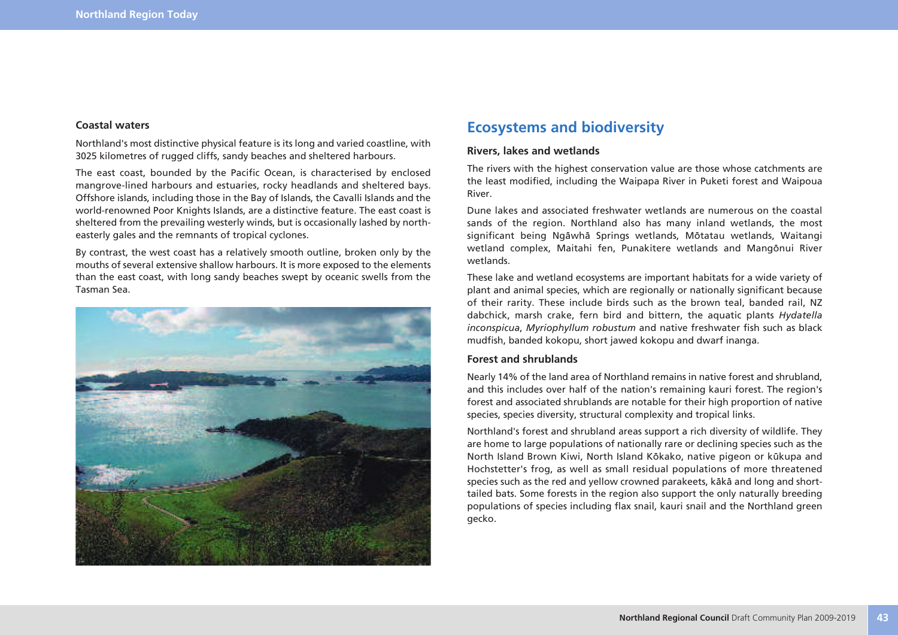### Coastal waters

Northland's most distinctive physical feature is its long and varied coastline, with 3025 kilometres of rugged cliffs, sandy beaches and sheltered harbours.

The east coast, bounded by the Pacific Ocean, is characterised by enclosed mangrove-lined harbours and estuaries, rocky headlands and sheltered bays. Offshore islands, including those in the Bay of Islands, the Cavalli Islands and the world-renowned Poor Knights Islands, are a distinctive feature. The east coast is sheltered from the prevailing westerly winds, but is occasionally lashed by north-easterly gales and the remnants of tropical cyclones.

By contrast, the west coast has a relatively smooth outline, broken only by the mouths of several extensive shallow harbours. It is more exposed to the elements than the east coast, with long sandy beaches swept by oceanic swells from the Tasman Sea.

## Ecosystems and biodiversity

### Rivers, lakes and wetlands

The rivers with the highest conservation value are those whose catchments are the least modified, including the Waipapa River in Puketi forest and Waipoua River.

Dune lakes and associated freshwater wetlands are numerous on the coastal sands of the region. Northland also has many inland wetlands, the most significant being Ngāwhā Springs wetlands, Mōtatau wetlands, Waitangi wetland complex, Maitahi fen, Punakitere wetlands and Mangōnui River wetlands.

These lake and wetland ecosystems are important habitats for a wide variety of plant and animal species, which are regionally or nationally significant because of their rarity. These include birds such as the brown teal, banded rail, NZ dabchick, marsh crake, fern bird and bittern, the aquatic plants *Hydatella inconspicua*, *Myriophyllum robustum* and native freshwater fish such as black mudfish, banded kokopu, short jawed kokopu and dwarf inanga.

### Forest and shrublands

Nearly 14% of the land area of Northland remains in native forest and shrubland, and this includes over half of the nation's remaining kauri forest. The region's forest and associated shrublands are notable for their high proportion of native species, species diversity, structural complexity and tropical links.

Northland's forest and shrubland areas support a rich diversity of wildlife. They are home to large populations of nationally rare or declining species such as the North Island Brown Kiwi, North Island Kōkako, native pigeon or kūkupa and Hochstetter's frog, as well as small residual populations of more threatened species such as the red and yellow crowned parakeets, kākā and long and short-tailed bats. Some forests in the region also support the only naturally breeding populations of species including flax snail, kauri snail and the Northland green gecko.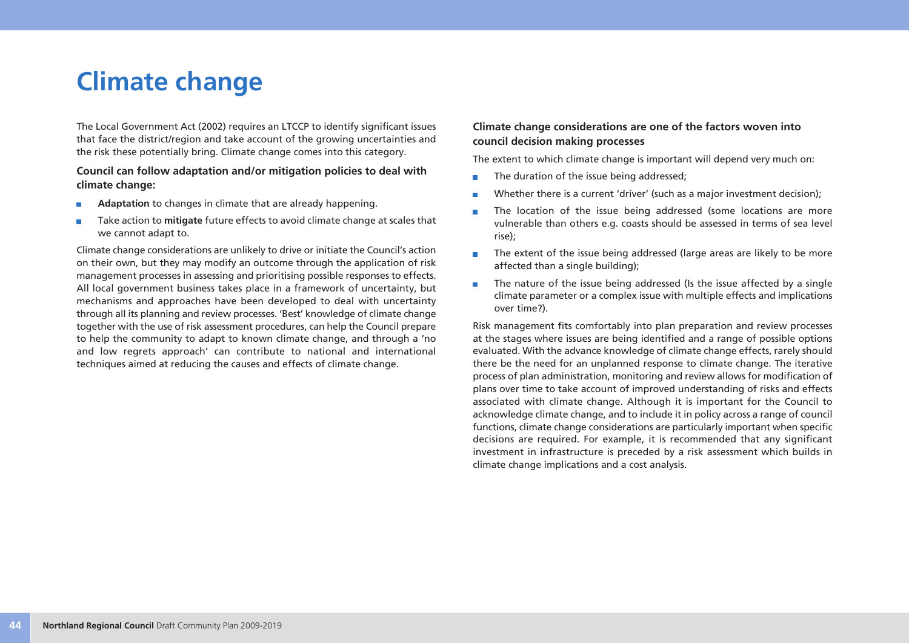# Climate change

The Local Government Act (2002) requires an LTCCP to identify significant issues that face the district/region and take account of the growing uncertainties and the risk these potentially bring. Climate change comes into this category.

**Council can follow adaptation and/or mitigation policies to deal with climate change:**

- **Adaptation** to changes in climate that are already happening.
- Take action to **mitigate** future effects to avoid climate change at scales that we cannot adapt to.

Climate change considerations are unlikely to drive or initiate the Council's action on their own, but they may modify an outcome through the application of risk management processes in assessing and prioritising possible responses to effects. All local government business takes place in a framework of uncertainty, but mechanisms and approaches have been developed to deal with uncertainty through all its planning and review processes. 'Best' knowledge of climate change together with the use of risk assessment procedures, can help the Council prepare to help the community to adapt to known climate change, and through a 'no and low regrets approach' can contribute to national and international techniques aimed at reducing the causes and effects of climate change.

**Climate change considerations are one of the factors woven into council decision making processes**

The extent to which climate change is important will depend very much on:

- The duration of the issue being addressed;
- Whether there is a current 'driver' (such as a major investment decision);
- The location of the issue being addressed (some locations are more vulnerable than others e.g. coasts should be assessed in terms of sea level rise);
- The extent of the issue being addressed (large areas are likely to be more affected than a single building);
- The nature of the issue being addressed (Is the issue affected by a single climate parameter or a complex issue with multiple effects and implications over time?).

Risk management fits comfortably into plan preparation and review processes at the stages where issues are being identified and a range of possible options evaluated. With the advance knowledge of climate change effects, rarely should there be the need for an unplanned response to climate change. The iterative process of plan administration, monitoring and review allows for modification of plans over time to take account of improved understanding of risks and effects associated with climate change. Although it is important for the Council to acknowledge climate change, and to include it in policy across a range of council functions, climate change considerations are particularly important when specific decisions are required. For example, it is recommended that any significant investment in infrastructure is preceded by a risk assessment which builds in climate change implications and a cost analysis.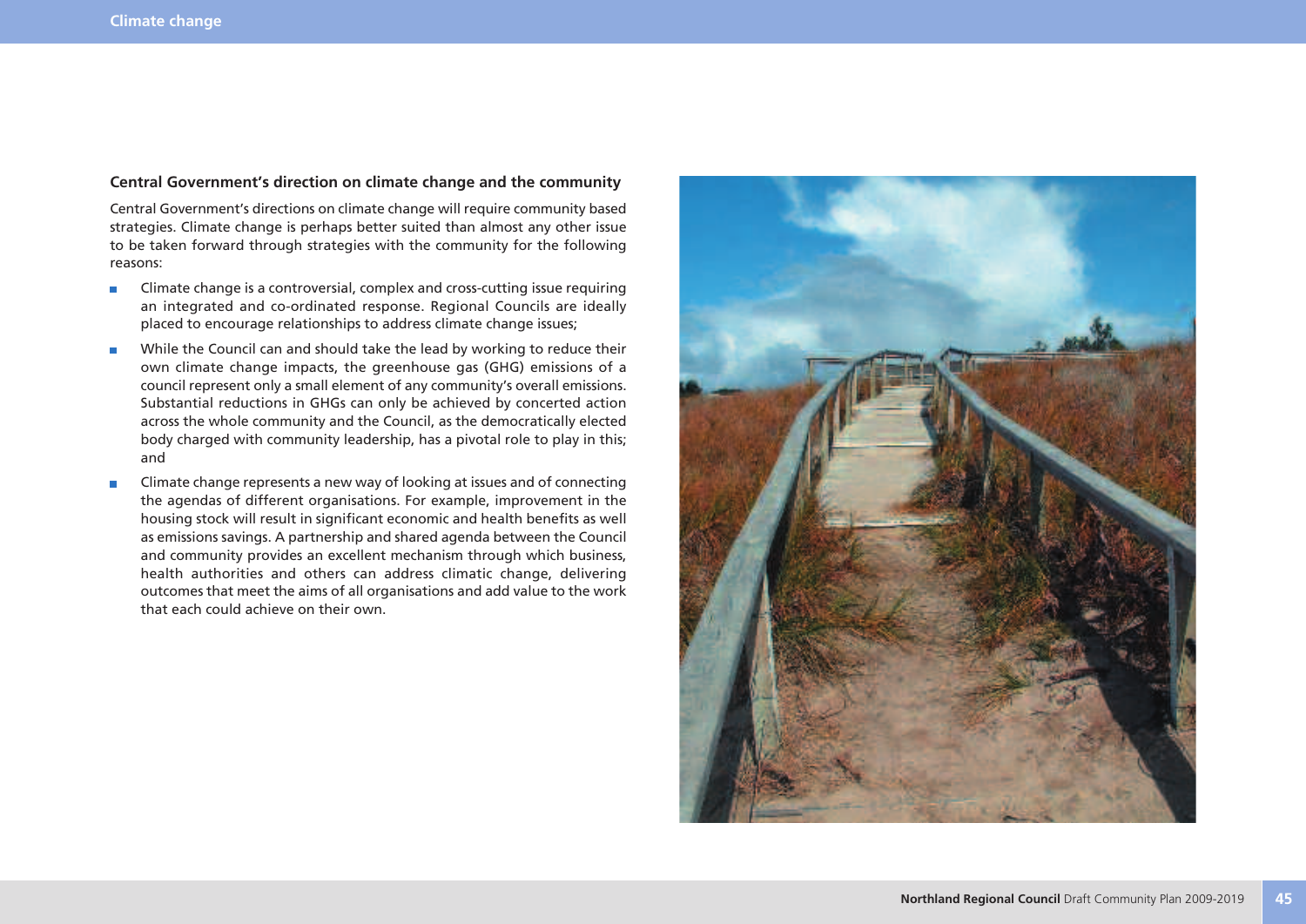### Central Government's direction on climate change and the community

Central Government's directions on climate change will require community based strategies. Climate change is perhaps better suited than almost any other issue to be taken forward through strategies with the community for the following reasons:

- Climate change is a controversial, complex and cross-cutting issue requiring an integrated and co-ordinated response. Regional Councils are ideally placed to encourage relationships to address climate change issues;
- While the Council can and should take the lead by working to reduce their own climate change impacts, the greenhouse gas (GHG) emissions of a council represent only a small element of any community's overall emissions. Substantial reductions in GHGs can only be achieved by concerted action across the whole community and the Council, as the democratically elected body charged with community leadership, has a pivotal role to play in this; and
- Climate change represents a new way of looking at issues and of connecting the agendas of different organisations. For example, improvement in the housing stock will result in significant economic and health benefits as well as emissions savings. A partnership and shared agenda between the Council and community provides an excellent mechanism through which business, health authorities and others can address climatic change, delivering outcomes that meet the aims of all organisations and add value to the work that each could achieve on their own.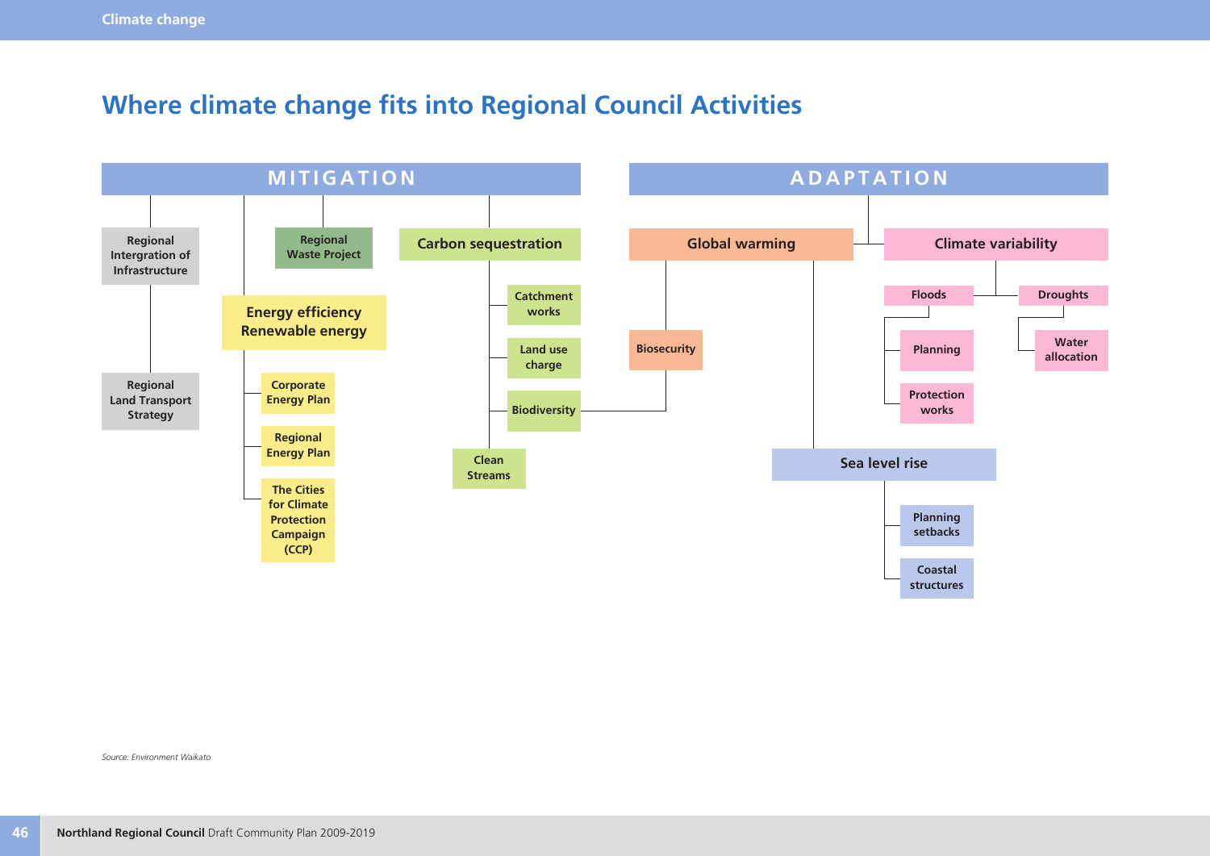## Where climate change fits into Regional Council Activities

MITIGATION

Regional Intergration of Infrastructure

Regional Land Transport Strategy

Regional Waste Project

Energy efficiency
Renewable energy

Corporate Energy Plan

Regional Energy Plan

The Cities for Climate Protection Campaign (CCP)

Carbon sequestration

Catchment works

Land use charge

Biodiversity

Clean Streams

ADAPTATION

Global warming

Biosecurity

Climate variability

Floods

Droughts

Planning

Protection works

Water allocation

Sea level rise

Planning setbacks

Coastal structures

*Source: Environment Waikato*